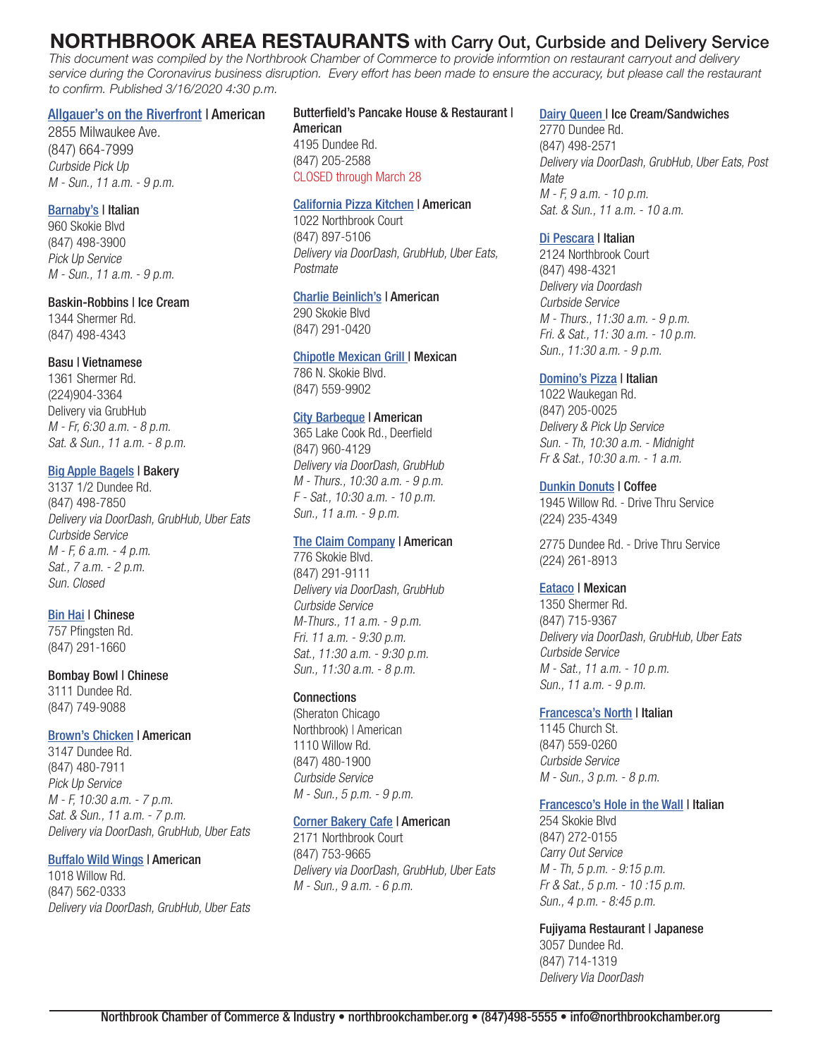# NORTHBROOK AREA RESTAURANTS with Carry Out, Curbside and Delivery Service

*This document was compiled by the Northbrook Chamber of Commerce to provide informtion on restaurant carryout and delivery service during the Coronavirus business disruption. Every effort has been made to ensure the accuracy, but please call the restaurant to confirm. Published 3/16/2020 4:30 p.m.*

**Allgauer's on the Riverfront | American**
2855 Milwaukee Ave.
(847) 664-7999
*Curbside Pick Up*
*M - Sun., 11 a.m. - 9 p.m.*

**Barnaby's | Italian**
960 Skokie Blvd
(847) 498-3900
*Pick Up Service*
*M - Sun., 11 a.m. - 9 p.m.*

**Baskin-Robbins | Ice Cream**
1344 Shermer Rd.
(847) 498-4343

**Basu | Vietnamese**
1361 Shermer Rd.
(224)904-3364
Delivery via GrubHub
*M - Fr, 6:30 a.m. - 8 p.m.*
*Sat. & Sun., 11 a.m. - 8 p.m.*

**Big Apple Bagels | Bakery**
3137 1/2 Dundee Rd.
(847) 498-7850
*Delivery via DoorDash, GrubHub, Uber Eats*
*Curbside Service*
*M - F, 6 a.m. - 4 p.m.*
*Sat., 7 a.m. - 2 p.m.*
*Sun. Closed*

**Bin Hai | Chinese**
757 Pfingsten Rd.
(847) 291-1660

**Bombay Bowl | Chinese**
3111 Dundee Rd.
(847) 749-9088

**Brown's Chicken | American**
3147 Dundee Rd.
(847) 480-7911
*Pick Up Service*
*M - F, 10:30 a.m. - 7 p.m.*
*Sat. & Sun., 11 a.m. - 7 p.m.*
*Delivery via DoorDash, GrubHub, Uber Eats*

**Buffalo Wild Wings | American**
1018 Willow Rd.
(847) 562-0333
*Delivery via DoorDash, GrubHub, Uber Eats*

**Butterfield's Pancake House & Restaurant | American**
4195 Dundee Rd.
(847) 205-2588
CLOSED through March 28

**California Pizza Kitchen | American**
1022 Northbrook Court
(847) 897-5106
*Delivery via DoorDash, GrubHub, Uber Eats, Postmate*

**Charlie Beinlich's | American**
290 Skokie Blvd
(847) 291-0420

**Chipotle Mexican Grill | Mexican**
786 N. Skokie Blvd.
(847) 559-9902

**City Barbeque | American**
365 Lake Cook Rd., Deerfield
(847) 960-4129
*Delivery via DoorDash, GrubHub*
*M - Thurs., 10:30 a.m. - 9 p.m.*
*F - Sat., 10:30 a.m. - 10 p.m.*
*Sun., 11 a.m. - 9 p.m.*

**The Claim Company | American**
776 Skokie Blvd.
(847) 291-9111
*Delivery via DoorDash, GrubHub*
*Curbside Service*
*M-Thurs., 11 a.m. - 9 p.m.*
*Fri. 11 a.m. - 9:30 p.m.*
*Sat., 11:30 a.m. - 9:30 p.m.*
*Sun., 11:30 a.m. - 8 p.m.*

**Connections**
(Sheraton Chicago Northbrook) | American
1110 Willow Rd.
(847) 480-1900
*Curbside Service*
*M - Sun., 5 p.m. - 9 p.m.*

**Corner Bakery Cafe | American**
2171 Northbrook Court
(847) 753-9665
*Delivery via DoorDash, GrubHub, Uber Eats*
*M - Sun., 9 a.m. - 6 p.m.*

**Dairy Queen | Ice Cream/Sandwiches**
2770 Dundee Rd.
(847) 498-2571
*Delivery via DoorDash, GrubHub, Uber Eats, Post Mate*
*M - F, 9 a.m. - 10 p.m.*
*Sat. & Sun., 11 a.m. - 10 a.m.*

**Di Pescara | Italian**
2124 Northbrook Court
(847) 498-4321
*Delivery via Doordash*
*Curbside Service*
*M - Thurs., 11:30 a.m. - 9 p.m.*
*Fri. & Sat., 11: 30 a.m. - 10 p.m.*
*Sun., 11:30 a.m. - 9 p.m.*

**Domino's Pizza | Italian**
1022 Waukegan Rd.
(847) 205-0025
*Delivery & Pick Up Service*
*Sun. - Th, 10:30 a.m. - Midnight*
*Fr & Sat., 10:30 a.m. - 1 a.m.*

**Dunkin Donuts | Coffee**
1945 Willow Rd. - Drive Thru Service
(224) 235-4349

2775 Dundee Rd. - Drive Thru Service
(224) 261-8913

**Eataco | Mexican**
1350 Shermer Rd.
(847) 715-9367
*Delivery via DoorDash, GrubHub, Uber Eats*
*Curbside Service*
*M - Sat., 11 a.m. - 10 p.m.*
*Sun., 11 a.m. - 9 p.m.*

**Francesca's North | Italian**
1145 Church St.
(847) 559-0260
*Curbside Service*
*M - Sun., 3 p.m. - 8 p.m.*

**Francesco's Hole in the Wall | Italian**
254 Skokie Blvd
(847) 272-0155
*Carry Out Service*
*M - Th, 5 p.m. - 9:15 p.m.*
*Fr & Sat., 5 p.m. - 10 :15 p.m.*
*Sun., 4 p.m. - 8:45 p.m.*

**Fujiyama Restaurant | Japanese**
3057 Dundee Rd.
(847) 714-1319
*Delivery Via DoorDash*

Northbrook Chamber of Commerce & Industry • northbrookchamber.org • (847)498-5555 • info@northbrookchamber.org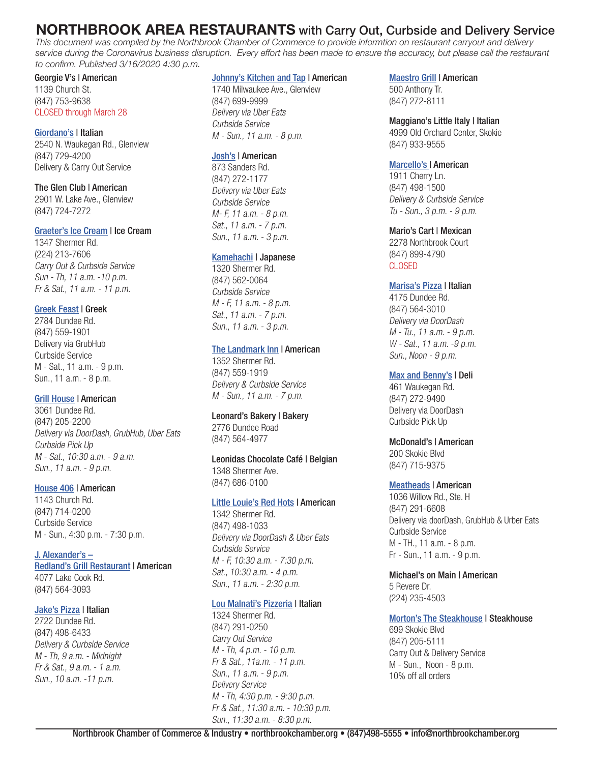# NORTHBROOK AREA RESTAURANTS with Carry Out, Curbside and Delivery Service

*This document was compiled by the Northbrook Chamber of Commerce to provide informtion on restaurant carryout and delivery service during the Coronavirus business disruption. Every effort has been made to ensure the accuracy, but please call the restaurant to confirm. Published 3/16/2020 4:30 p.m.*

**Georgie V's | American**
1139 Church St.
(847) 753-9638
CLOSED through March 28

**Giordano's | Italian**
2540 N. Waukegan Rd., Glenview
(847) 729-4200
Delivery & Carry Out Service

**The Glen Club | American**
2901 W. Lake Ave., Glenview
(847) 724-7272

**Graeter's Ice Cream | Ice Cream**
1347 Shermer Rd.
(224) 213-7606
*Carry Out & Curbside Service*
*Sun - Th, 11 a.m. -10 p.m.*
*Fr & Sat., 11 a.m. - 11 p.m.*

**Greek Feast | Greek**
2784 Dundee Rd.
(847) 559-1901
Delivery via GrubHub
Curbside Service
M - Sat., 11 a.m. - 9 p.m.
Sun., 11 a.m. - 8 p.m.

**Grill House | American**
3061 Dundee Rd.
(847) 205-2200
*Delivery via DoorDash, GrubHub, Uber Eats*
*Curbside Pick Up*
*M - Sat., 10:30 a.m. - 9 a.m.*
*Sun., 11 a.m. - 9 p.m.*

**House 406 | American**
1143 Church Rd.
(847) 714-0200
Curbside Service
M - Sun., 4:30 p.m. - 7:30 p.m.

**J. Alexander's – Redland's Grill Restaurant | American**
4077 Lake Cook Rd.
(847) 564-3093

**Jake's Pizza | Italian**
2722 Dundee Rd.
(847) 498-6433
*Delivery & Curbside Service*
*M - Th, 9 a.m. - Midnight*
*Fr & Sat., 9 a.m. - 1 a.m.*
*Sun., 10 a.m. -11 p.m.*

**Johnny's Kitchen and Tap | American**
1740 Milwaukee Ave., Glenview
(847) 699-9999
*Delivery via Uber Eats*
*Curbside Service*
*M - Sun., 11 a.m. - 8 p.m.*

**Josh's | American**
873 Sanders Rd.
(847) 272-1177
*Delivery via Uber Eats*
*Curbside Service*
*M- F, 11 a.m. - 8 p.m.*
*Sat., 11 a.m. - 7 p.m.*
*Sun., 11 a.m. - 3 p.m.*

**Kamehachi | Japanese**
1320 Shermer Rd.
(847) 562-0064
*Curbside Service*
*M - F, 11 a.m. - 8 p.m.*
*Sat., 11 a.m. - 7 p.m.*
*Sun., 11 a.m. - 3 p.m.*

**The Landmark Inn | American**
1352 Shermer Rd.
(847) 559-1919
*Delivery & Curbside Service*
*M - Sun., 11 a.m. - 7 p.m.*

**Leonard's Bakery | Bakery**
2776 Dundee Road
(847) 564-4977

**Leonidas Chocolate Café | Belgian**
1348 Shermer Ave.
(847) 686-0100

**Little Louie's Red Hots | American**
1342 Shermer Rd.
(847) 498-1033
*Delivery via DoorDash & Uber Eats*
*Curbside Service*
*M - F, 10:30 a.m. - 7:30 p.m.*
*Sat., 10:30 a.m. - 4 p.m.*
*Sun., 11 a.m. - 2:30 p.m.*

**Lou Malnati's Pizzeria | Italian**
1324 Shermer Rd.
(847) 291-0250
*Carry Out Service*
*M - Th, 4 p.m. - 10 p.m.*
*Fr & Sat., 11a.m. - 11 p.m.*
*Sun., 11 a.m. - 9 p.m.*
*Delivery Service*
*M - Th, 4:30 p.m. - 9:30 p.m.*
*Fr & Sat., 11:30 a.m. - 10:30 p.m.*
*Sun., 11:30 a.m. - 8:30 p.m.*

**Maestro Grill | American**
500 Anthony Tr.
(847) 272-8111

**Maggiano's Little Italy | Italian**
4999 Old Orchard Center, Skokie
(847) 933-9555

**Marcello's | American**
1911 Cherry Ln.
(847) 498-1500
*Delivery & Curbside Service*
*Tu - Sun., 3 p.m. - 9 p.m.*

**Mario's Cart | Mexican**
2278 Northbrook Court
(847) 899-4790
CLOSED

**Marisa's Pizza | Italian**
4175 Dundee Rd.
(847) 564-3010
*Delivery via DoorDash*
*M - Tu., 11 a.m. - 9 p.m.*
*W - Sat., 11 a.m. -9 p.m.*
*Sun., Noon - 9 p.m.*

**Max and Benny's | Deli**
461 Waukegan Rd.
(847) 272-9490
Delivery via DoorDash
Curbside Pick Up

**McDonald's | American**
200 Skokie Blvd
(847) 715-9375

**Meatheads | American**
1036 Willow Rd., Ste. H
(847) 291-6608
Delivery via doorDash, GrubHub & Urber Eats
Curbside Service
M - TH., 11 a.m. - 8 p.m.
Fr - Sun., 11 a.m. - 9 p.m.

**Michael's on Main | American**
5 Revere Dr.
(224) 235-4503

**Morton's The Steakhouse | Steakhouse**
699 Skokie Blvd
(847) 205-5111
Carry Out & Delivery Service
M - Sun., Noon - 8 p.m.
10% off all orders

Northbrook Chamber of Commerce & Industry • northbrookchamber.org • (847)498-5555 • info@northbrookchamber.org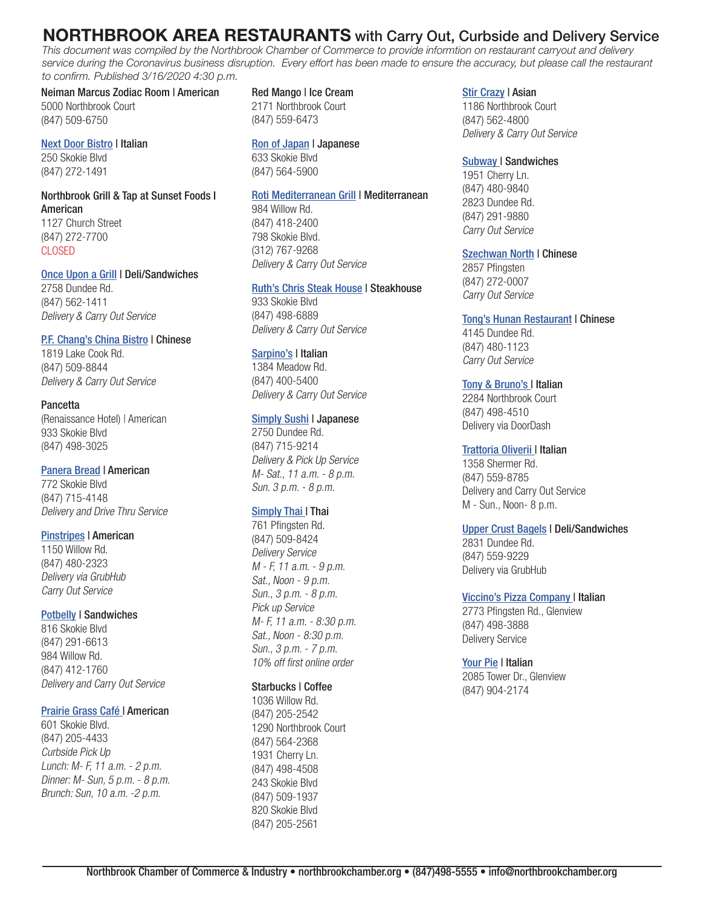# NORTHBROOK AREA RESTAURANTS with Carry Out, Curbside and Delivery Service

*This document was compiled by the Northbrook Chamber of Commerce to provide informtion on restaurant carryout and delivery service during the Coronavirus business disruption. Every effort has been made to ensure the accuracy, but please call the restaurant to confirm. Published 3/16/2020 4:30 p.m.*

**Neiman Marcus Zodiac Room | American**
5000 Northbrook Court
(847) 509-6750

**Next Door Bistro | Italian**
250 Skokie Blvd
(847) 272-1491

**Northbrook Grill & Tap at Sunset Foods | American**
1127 Church Street
(847) 272-7700
CLOSED

**Once Upon a Grill | Deli/Sandwiches**
2758 Dundee Rd.
(847) 562-1411
*Delivery & Carry Out Service*

**P.F. Chang's China Bistro | Chinese**
1819 Lake Cook Rd.
(847) 509-8844
*Delivery & Carry Out Service*

**Pancetta**
(Renaissance Hotel) | American
933 Skokie Blvd
(847) 498-3025

**Panera Bread | American**
772 Skokie Blvd
(847) 715-4148
*Delivery and Drive Thru Service*

**Pinstripes | American**
1150 Willow Rd.
(847) 480-2323
*Delivery via GrubHub*
*Carry Out Service*

**Potbelly | Sandwiches**
816 Skokie Blvd
(847) 291-6613
984 Willow Rd.
(847) 412-1760
*Delivery and Carry Out Service*

**Prairie Grass Café | American**
601 Skokie Blvd.
(847) 205-4433
*Curbside Pick Up*
*Lunch: M- F, 11 a.m. - 2 p.m.*
*Dinner: M- Sun, 5 p.m. - 8 p.m.*
*Brunch: Sun, 10 a.m. -2 p.m.*

**Red Mango | Ice Cream**
2171 Northbrook Court
(847) 559-6473

**Ron of Japan | Japanese**
633 Skokie Blvd
(847) 564-5900

**Roti Mediterranean Grill | Mediterranean**
984 Willow Rd.
(847) 418-2400
798 Skokie Blvd.
(312) 767-9268
*Delivery & Carry Out Service*

**Ruth's Chris Steak House | Steakhouse**
933 Skokie Blvd
(847) 498-6889
*Delivery & Carry Out Service*

**Sarpino's | Italian**
1384 Meadow Rd.
(847) 400-5400
*Delivery & Carry Out Service*

**Simply Sushi | Japanese**
2750 Dundee Rd.
(847) 715-9214
*Delivery & Pick Up Service*
*M- Sat., 11 a.m. - 8 p.m.*
*Sun. 3 p.m. - 8 p.m.*

**Simply Thai | Thai**
761 Pfingsten Rd.
(847) 509-8424
*Delivery Service*
*M - F, 11 a.m. - 9 p.m.*
*Sat., Noon - 9 p.m.*
*Sun., 3 p.m. - 8 p.m.*
*Pick up Service*
*M- F, 11 a.m. - 8:30 p.m.*
*Sat., Noon - 8:30 p.m.*
*Sun., 3 p.m. - 7 p.m.*
*10% off first online order*

**Starbucks | Coffee**
1036 Willow Rd.
(847) 205-2542
1290 Northbrook Court
(847) 564-2368
1931 Cherry Ln.
(847) 498-4508
243 Skokie Blvd
(847) 509-1937
820 Skokie Blvd
(847) 205-2561

**Stir Crazy | Asian**
1186 Northbrook Court
(847) 562-4800
*Delivery & Carry Out Service*

**Subway | Sandwiches**
1951 Cherry Ln.
(847) 480-9840
2823 Dundee Rd.
(847) 291-9880
*Carry Out Service*

**Szechwan North | Chinese**
2857 Pfingsten
(847) 272-0007
*Carry Out Service*

**Tong's Hunan Restaurant | Chinese**
4145 Dundee Rd.
(847) 480-1123
*Carry Out Service*

**Tony & Bruno's | Italian**
2284 Northbrook Court
(847) 498-4510
Delivery via DoorDash

**Trattoria Oliverii | Italian**
1358 Shermer Rd.
(847) 559-8785
Delivery and Carry Out Service
M - Sun., Noon- 8 p.m.

**Upper Crust Bagels | Deli/Sandwiches**
2831 Dundee Rd.
(847) 559-9229
Delivery via GrubHub

**Viccino's Pizza Company | Italian**
2773 Pfingsten Rd., Glenview
(847) 498-3888
Delivery Service

**Your Pie | Italian**
2085 Tower Dr., Glenview
(847) 904-2174

Northbrook Chamber of Commerce & Industry • northbrookchamber.org • (847)498-5555 • info@northbrookchamber.org